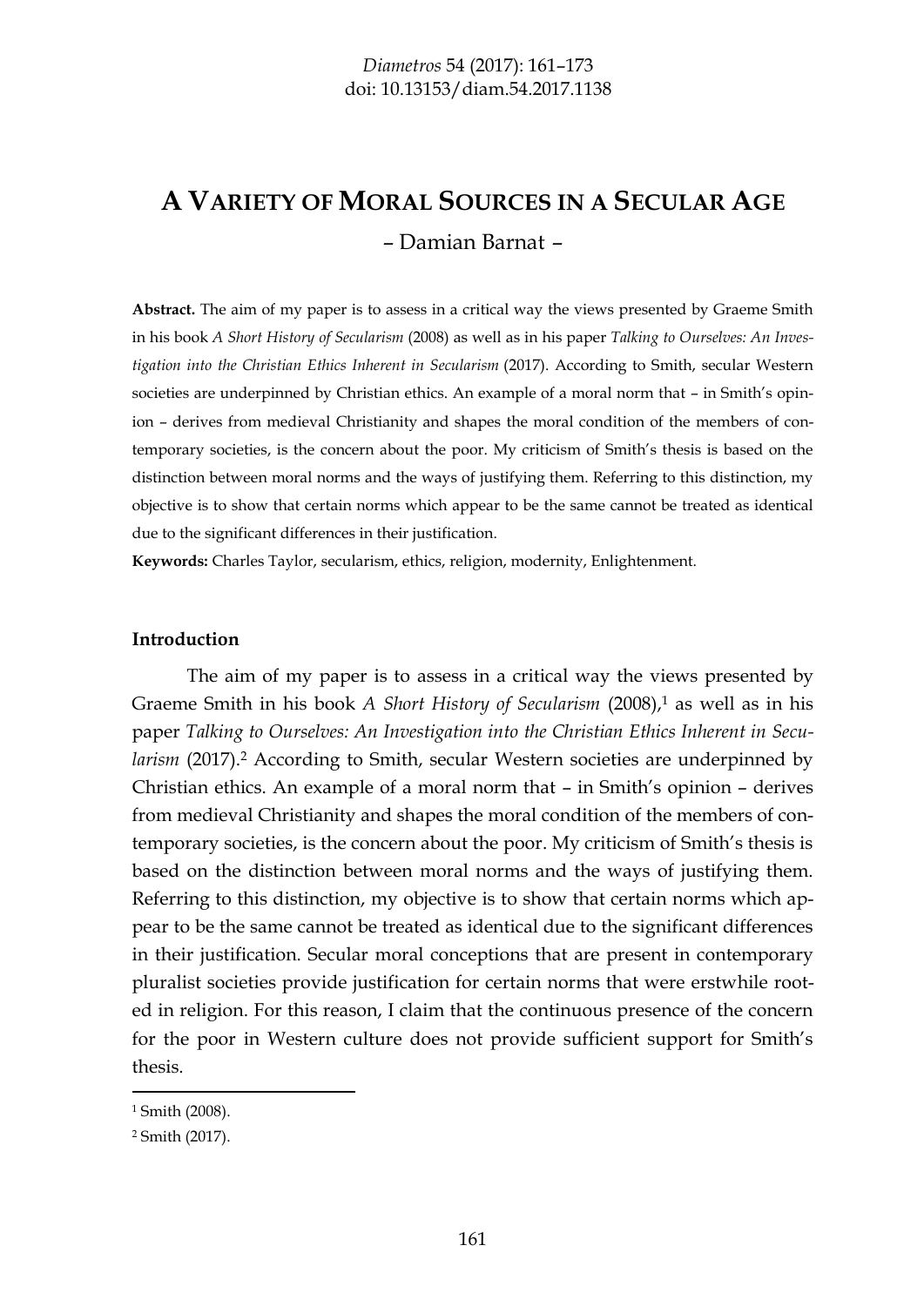# A Variety of Moral Sources in a Secular Age

– Damian Barnat –

**Abstract.** The aim of my paper is to assess in a critical way the views presented by Graeme Smith in his book *A Short History of Secularism* (2008) as well as in his paper *Talking to Ourselves: An Investigation into the Christian Ethics Inherent in Secularism* (2017). According to Smith, secular Western societies are underpinned by Christian ethics. An example of a moral norm that – in Smith's opinion – derives from medieval Christianity and shapes the moral condition of the members of contemporary societies, is the concern about the poor. My criticism of Smith's thesis is based on the distinction between moral norms and the ways of justifying them. Referring to this distinction, my objective is to show that certain norms which appear to be the same cannot be treated as identical due to the significant differences in their justification.

**Keywords:** Charles Taylor, secularism, ethics, religion, modernity, Enlightenment.

## Introduction

The aim of my paper is to assess in a critical way the views presented by Graeme Smith in his book *A Short History of Secularism* (2008),[1] as well as in his paper *Talking to Ourselves: An Investigation into the Christian Ethics Inherent in Secularism* (2017).[2] According to Smith, secular Western societies are underpinned by Christian ethics. An example of a moral norm that – in Smith's opinion – derives from medieval Christianity and shapes the moral condition of the members of contemporary societies, is the concern about the poor. My criticism of Smith's thesis is based on the distinction between moral norms and the ways of justifying them. Referring to this distinction, my objective is to show that certain norms which appear to be the same cannot be treated as identical due to the significant differences in their justification. Secular moral conceptions that are present in contemporary pluralist societies provide justification for certain norms that were erstwhile rooted in religion. For this reason, I claim that the continuous presence of the concern for the poor in Western culture does not provide sufficient support for Smith's thesis.

[1] Smith (2008).

[2] Smith (2017).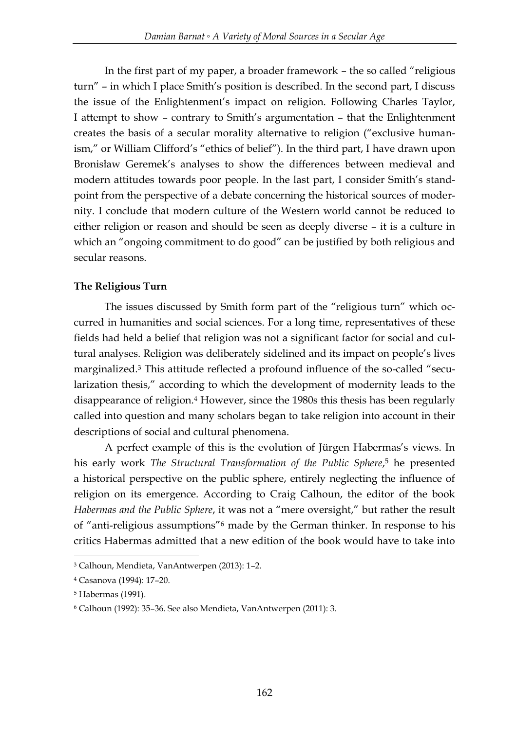In the first part of my paper, a broader framework – the so called "religious turn" – in which I place Smith's position is described. In the second part, I discuss the issue of the Enlightenment's impact on religion. Following Charles Taylor, I attempt to show – contrary to Smith's argumentation – that the Enlightenment creates the basis of a secular morality alternative to religion ("exclusive humanism," or William Clifford's "ethics of belief"). In the third part, I have drawn upon Bronisław Geremek's analyses to show the differences between medieval and modern attitudes towards poor people. In the last part, I consider Smith's standpoint from the perspective of a debate concerning the historical sources of modernity. I conclude that modern culture of the Western world cannot be reduced to either religion or reason and should be seen as deeply diverse – it is a culture in which an "ongoing commitment to do good" can be justified by both religious and secular reasons.

**The Religious Turn**

The issues discussed by Smith form part of the "religious turn" which occurred in humanities and social sciences. For a long time, representatives of these fields had held a belief that religion was not a significant factor for social and cultural analyses. Religion was deliberately sidelined and its impact on people's lives marginalized.[3] This attitude reflected a profound influence of the so-called "secularization thesis," according to which the development of modernity leads to the disappearance of religion.[4] However, since the 1980s this thesis has been regularly called into question and many scholars began to take religion into account in their descriptions of social and cultural phenomena.

A perfect example of this is the evolution of Jürgen Habermas's views. In his early work *The Structural Transformation of the Public Sphere*,[5] he presented a historical perspective on the public sphere, entirely neglecting the influence of religion on its emergence. According to Craig Calhoun, the editor of the book *Habermas and the Public Sphere*, it was not a "mere oversight," but rather the result of "anti-religious assumptions"[6] made by the German thinker. In response to his critics Habermas admitted that a new edition of the book would have to take into

---

[3] Calhoun, Mendieta, VanAntwerpen (2013): 1–2.

[4] Casanova (1994): 17–20.

[5] Habermas (1991).

[6] Calhoun (1992): 35–36. See also Mendieta, VanAntwerpen (2011): 3.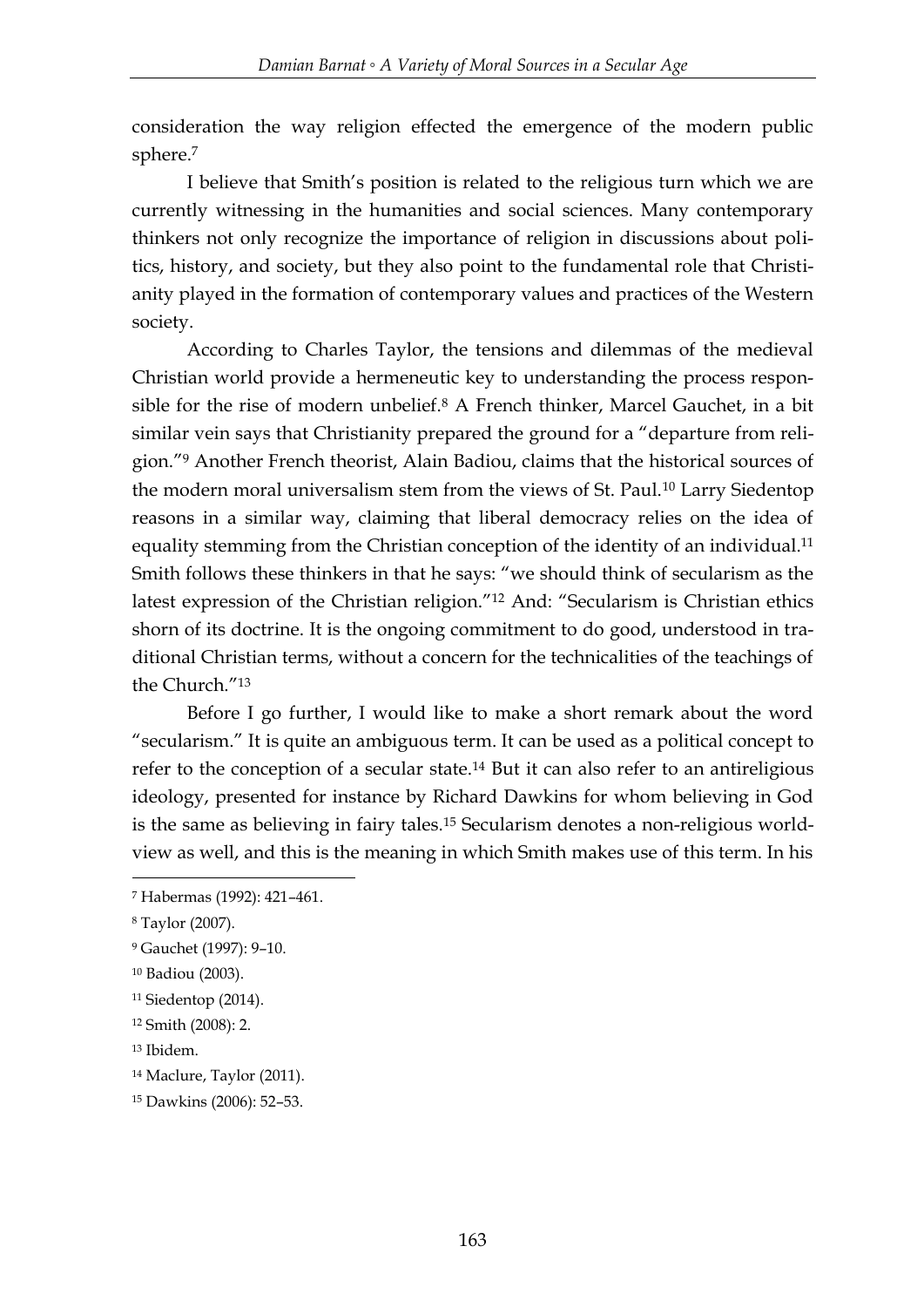consideration the way religion effected the emergence of the modern public sphere.[7]

I believe that Smith's position is related to the religious turn which we are currently witnessing in the humanities and social sciences. Many contemporary thinkers not only recognize the importance of religion in discussions about politics, history, and society, but they also point to the fundamental role that Christianity played in the formation of contemporary values and practices of the Western society.

According to Charles Taylor, the tensions and dilemmas of the medieval Christian world provide a hermeneutic key to understanding the process responsible for the rise of modern unbelief.[8] A French thinker, Marcel Gauchet, in a bit similar vein says that Christianity prepared the ground for a "departure from religion."[9] Another French theorist, Alain Badiou, claims that the historical sources of the modern moral universalism stem from the views of St. Paul.[10] Larry Siedentop reasons in a similar way, claiming that liberal democracy relies on the idea of equality stemming from the Christian conception of the identity of an individual.[11] Smith follows these thinkers in that he says: "we should think of secularism as the latest expression of the Christian religion."[12] And: "Secularism is Christian ethics shorn of its doctrine. It is the ongoing commitment to do good, understood in traditional Christian terms, without a concern for the technicalities of the teachings of the Church."[13]

Before I go further, I would like to make a short remark about the word "secularism." It is quite an ambiguous term. It can be used as a political concept to refer to the conception of a secular state.[14] But it can also refer to an antireligious ideology, presented for instance by Richard Dawkins for whom believing in God is the same as believing in fairy tales.[15] Secularism denotes a non-religious worldview as well, and this is the meaning in which Smith makes use of this term. In his

---

[7] Habermas (1992): 421–461.

[8] Taylor (2007).

[9] Gauchet (1997): 9–10.

[10] Badiou (2003).

[11] Siedentop (2014).

[12] Smith (2008): 2.

[13] Ibidem.

[14] Maclure, Taylor (2011).

[15] Dawkins (2006): 52–53.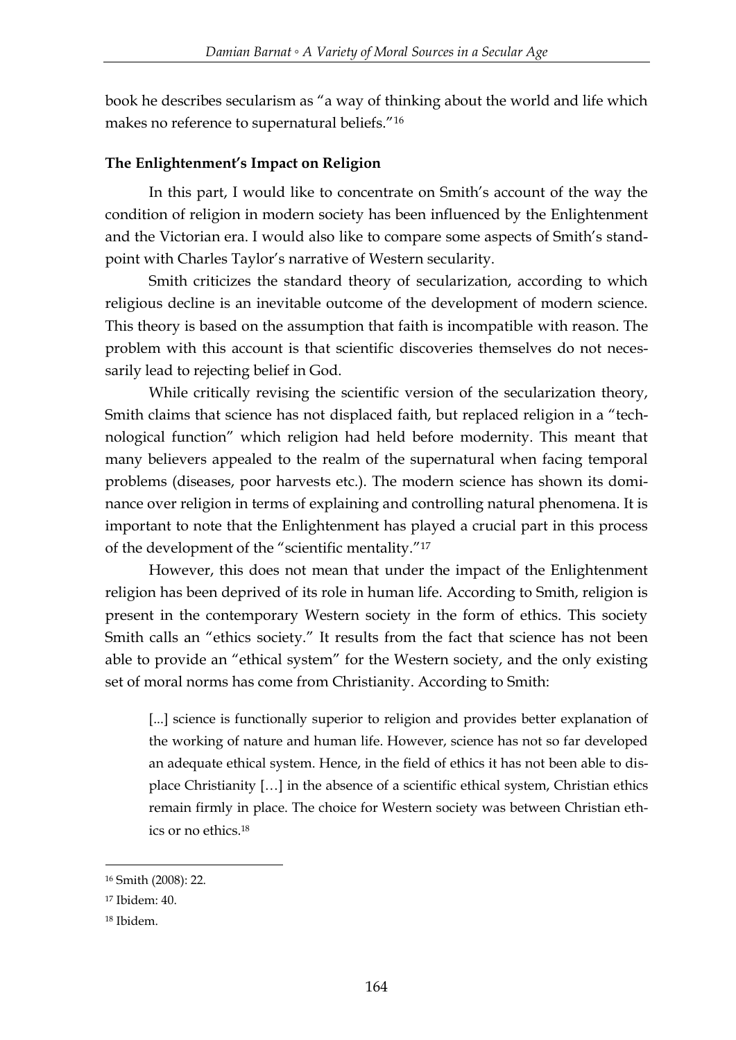book he describes secularism as "a way of thinking about the world and life which makes no reference to supernatural beliefs."[16]

### The Enlightenment's Impact on Religion

In this part, I would like to concentrate on Smith's account of the way the condition of religion in modern society has been influenced by the Enlightenment and the Victorian era. I would also like to compare some aspects of Smith's standpoint with Charles Taylor's narrative of Western secularity.

Smith criticizes the standard theory of secularization, according to which religious decline is an inevitable outcome of the development of modern science. This theory is based on the assumption that faith is incompatible with reason. The problem with this account is that scientific discoveries themselves do not necessarily lead to rejecting belief in God.

While critically revising the scientific version of the secularization theory, Smith claims that science has not displaced faith, but replaced religion in a "technological function" which religion had held before modernity. This meant that many believers appealed to the realm of the supernatural when facing temporal problems (diseases, poor harvests etc.). The modern science has shown its dominance over religion in terms of explaining and controlling natural phenomena. It is important to note that the Enlightenment has played a crucial part in this process of the development of the "scientific mentality."[17]

However, this does not mean that under the impact of the Enlightenment religion has been deprived of its role in human life. According to Smith, religion is present in the contemporary Western society in the form of ethics. This society Smith calls an "ethics society." It results from the fact that science has not been able to provide an "ethical system" for the Western society, and the only existing set of moral norms has come from Christianity. According to Smith:

> [...] science is functionally superior to religion and provides better explanation of the working of nature and human life. However, science has not so far developed an adequate ethical system. Hence, in the field of ethics it has not been able to displace Christianity […] in the absence of a scientific ethical system, Christian ethics remain firmly in place. The choice for Western society was between Christian ethics or no ethics.[18]

---

[16] Smith (2008): 22.

[17] Ibidem: 40.

[18] Ibidem.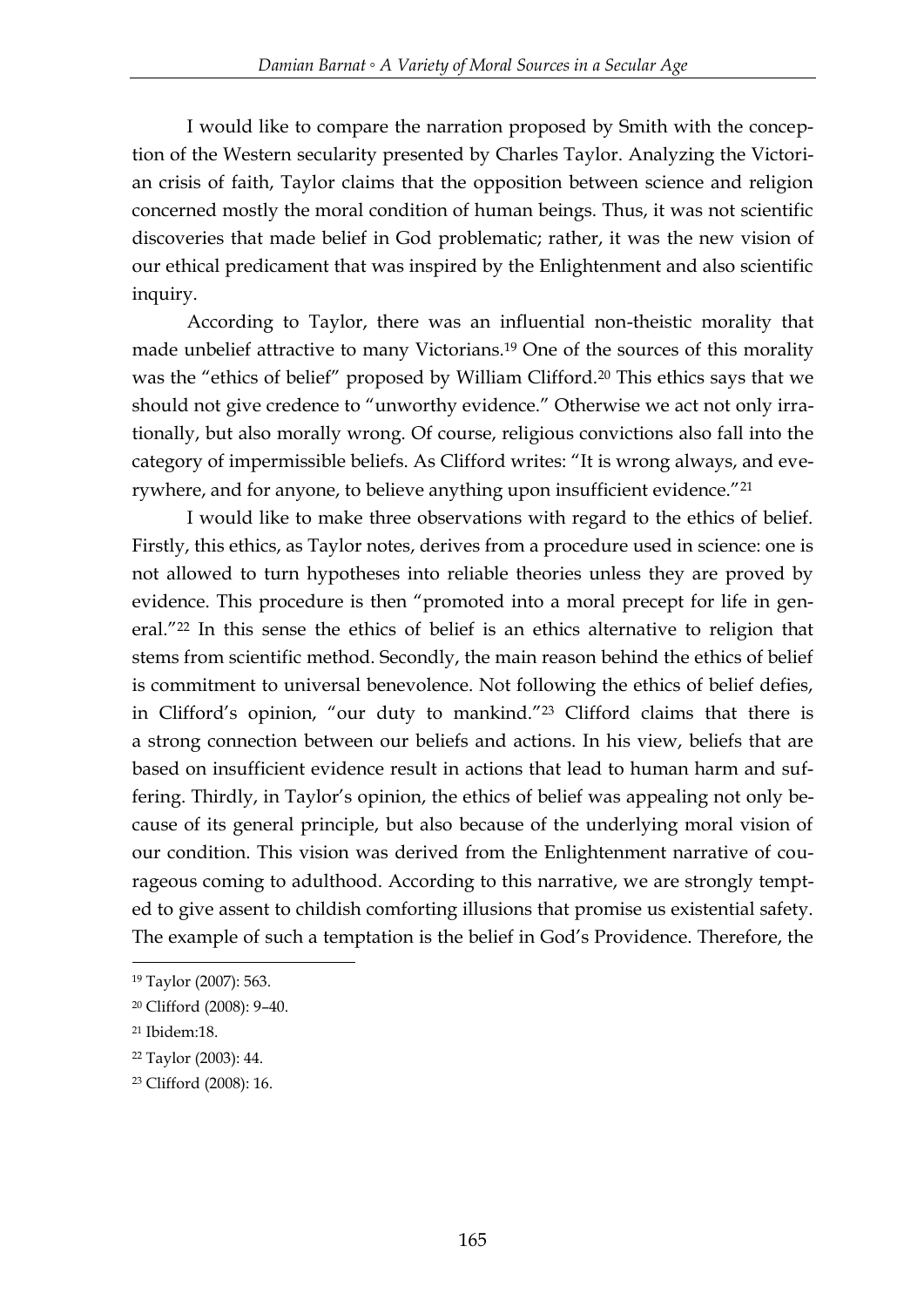I would like to compare the narration proposed by Smith with the conception of the Western secularity presented by Charles Taylor. Analyzing the Victorian crisis of faith, Taylor claims that the opposition between science and religion concerned mostly the moral condition of human beings. Thus, it was not scientific discoveries that made belief in God problematic; rather, it was the new vision of our ethical predicament that was inspired by the Enlightenment and also scientific inquiry.

According to Taylor, there was an influential non-theistic morality that made unbelief attractive to many Victorians.[19] One of the sources of this morality was the "ethics of belief" proposed by William Clifford.[20] This ethics says that we should not give credence to "unworthy evidence." Otherwise we act not only irrationally, but also morally wrong. Of course, religious convictions also fall into the category of impermissible beliefs. As Clifford writes: "It is wrong always, and everywhere, and for anyone, to believe anything upon insufficient evidence."[21]

I would like to make three observations with regard to the ethics of belief. Firstly, this ethics, as Taylor notes, derives from a procedure used in science: one is not allowed to turn hypotheses into reliable theories unless they are proved by evidence. This procedure is then "promoted into a moral precept for life in general."[22] In this sense the ethics of belief is an ethics alternative to religion that stems from scientific method. Secondly, the main reason behind the ethics of belief is commitment to universal benevolence. Not following the ethics of belief defies, in Clifford's opinion, "our duty to mankind."[23] Clifford claims that there is a strong connection between our beliefs and actions. In his view, beliefs that are based on insufficient evidence result in actions that lead to human harm and suffering. Thirdly, in Taylor's opinion, the ethics of belief was appealing not only because of its general principle, but also because of the underlying moral vision of our condition. This vision was derived from the Enlightenment narrative of courageous coming to adulthood. According to this narrative, we are strongly tempted to give assent to childish comforting illusions that promise us existential safety. The example of such a temptation is the belief in God's Providence. Therefore, the

---

[19] Taylor (2007): 563.

[20] Clifford (2008): 9–40.

[21] Ibidem:18.

[22] Taylor (2003): 44.

[23] Clifford (2008): 16.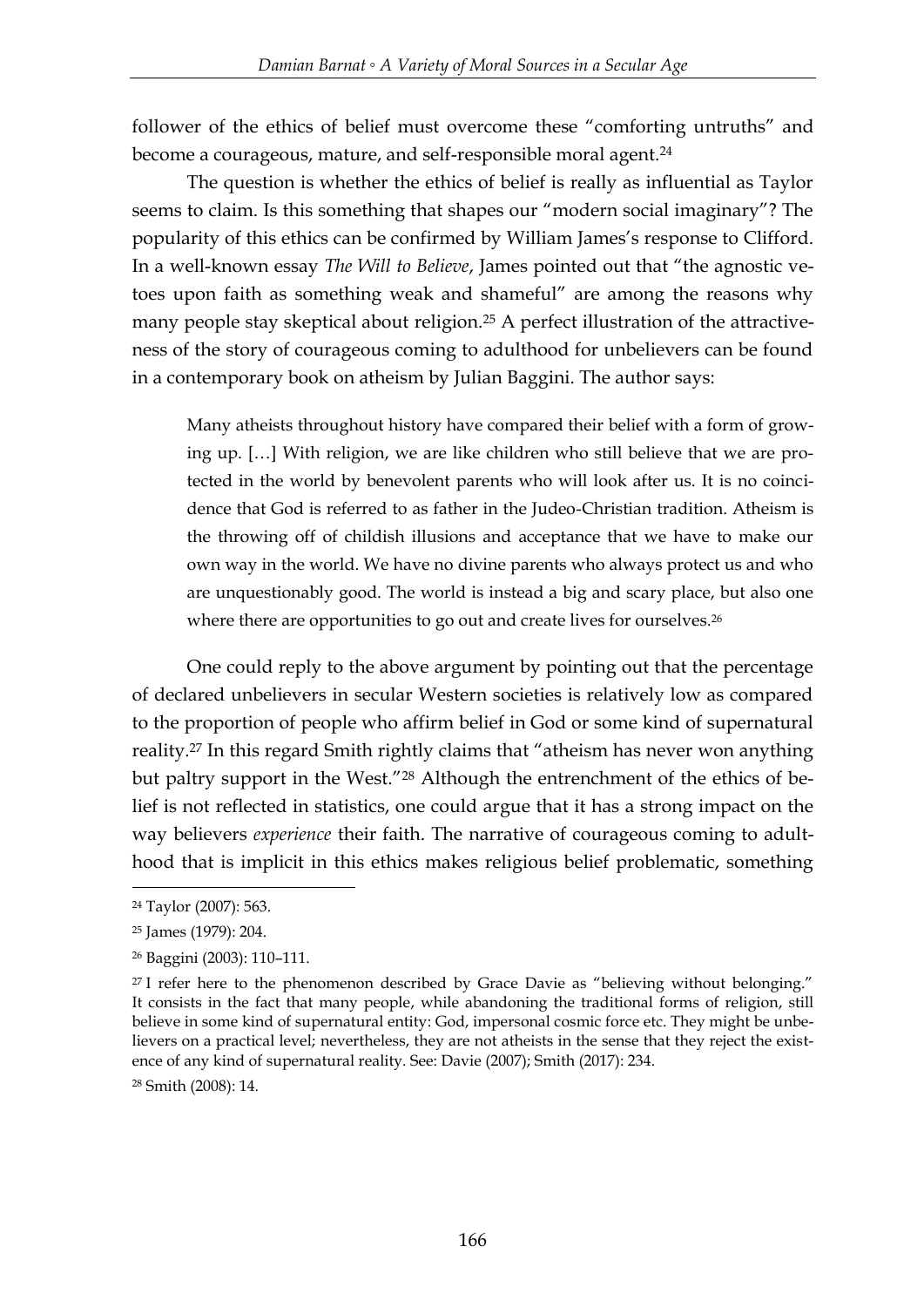follower of the ethics of belief must overcome these "comforting untruths" and become a courageous, mature, and self-responsible moral agent.[24]

The question is whether the ethics of belief is really as influential as Taylor seems to claim. Is this something that shapes our "modern social imaginary"? The popularity of this ethics can be confirmed by William James's response to Clifford. In a well-known essay *The Will to Believe*, James pointed out that "the agnostic vetoes upon faith as something weak and shameful" are among the reasons why many people stay skeptical about religion.[25] A perfect illustration of the attractiveness of the story of courageous coming to adulthood for unbelievers can be found in a contemporary book on atheism by Julian Baggini. The author says:

> Many atheists throughout history have compared their belief with a form of growing up. […] With religion, we are like children who still believe that we are protected in the world by benevolent parents who will look after us. It is no coincidence that God is referred to as father in the Judeo-Christian tradition. Atheism is the throwing off of childish illusions and acceptance that we have to make our own way in the world. We have no divine parents who always protect us and who are unquestionably good. The world is instead a big and scary place, but also one where there are opportunities to go out and create lives for ourselves.[26]

One could reply to the above argument by pointing out that the percentage of declared unbelievers in secular Western societies is relatively low as compared to the proportion of people who affirm belief in God or some kind of supernatural reality.[27] In this regard Smith rightly claims that "atheism has never won anything but paltry support in the West."[28] Although the entrenchment of the ethics of belief is not reflected in statistics, one could argue that it has a strong impact on the way believers *experience* their faith. The narrative of courageous coming to adulthood that is implicit in this ethics makes religious belief problematic, something

---

[24] Taylor (2007): 563.

[25] James (1979): 204.

[26] Baggini (2003): 110–111.

[27] I refer here to the phenomenon described by Grace Davie as "believing without belonging." It consists in the fact that many people, while abandoning the traditional forms of religion, still believe in some kind of supernatural entity: God, impersonal cosmic force etc. They might be unbelievers on a practical level; nevertheless, they are not atheists in the sense that they reject the existence of any kind of supernatural reality. See: Davie (2007); Smith (2017): 234.

[28] Smith (2008): 14.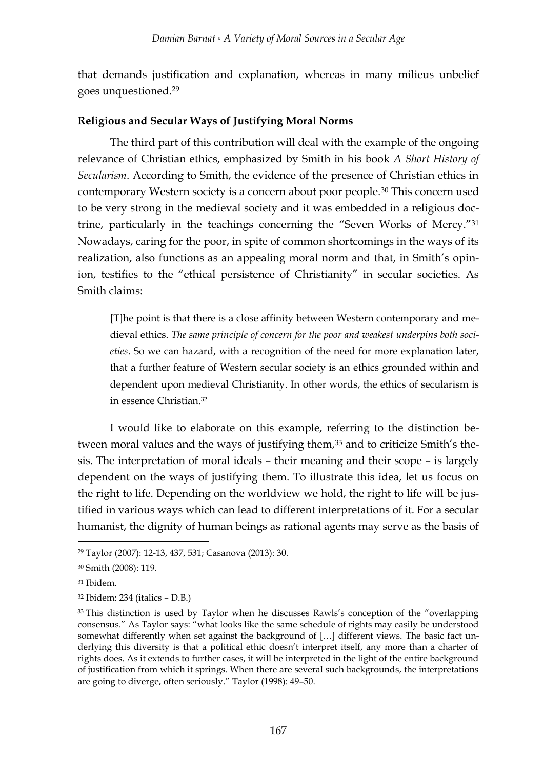that demands justification and explanation, whereas in many milieus unbelief goes unquestioned.[29]

**Religious and Secular Ways of Justifying Moral Norms**

The third part of this contribution will deal with the example of the ongoing relevance of Christian ethics, emphasized by Smith in his book *A Short History of Secularism*. According to Smith, the evidence of the presence of Christian ethics in contemporary Western society is a concern about poor people.[30] This concern used to be very strong in the medieval society and it was embedded in a religious doctrine, particularly in the teachings concerning the "Seven Works of Mercy."[31] Nowadays, caring for the poor, in spite of common shortcomings in the ways of its realization, also functions as an appealing moral norm and that, in Smith's opinion, testifies to the "ethical persistence of Christianity" in secular societies. As Smith claims:

> [T]he point is that there is a close affinity between Western contemporary and medieval ethics. *The same principle of concern for the poor and weakest underpins both societies*. So we can hazard, with a recognition of the need for more explanation later, that a further feature of Western secular society is an ethics grounded within and dependent upon medieval Christianity. In other words, the ethics of secularism is in essence Christian.[32]

I would like to elaborate on this example, referring to the distinction between moral values and the ways of justifying them,[33] and to criticize Smith's thesis. The interpretation of moral ideals – their meaning and their scope – is largely dependent on the ways of justifying them. To illustrate this idea, let us focus on the right to life. Depending on the worldview we hold, the right to life will be justified in various ways which can lead to different interpretations of it. For a secular humanist, the dignity of human beings as rational agents may serve as the basis of

---

[29] Taylor (2007): 12-13, 437, 531; Casanova (2013): 30.

[30] Smith (2008): 119.

[31] Ibidem.

[32] Ibidem: 234 (italics – D.B.)

[33] This distinction is used by Taylor when he discusses Rawls's conception of the "overlapping consensus." As Taylor says: "what looks like the same schedule of rights may easily be understood somewhat differently when set against the background of […] different views. The basic fact underlying this diversity is that a political ethic doesn't interpret itself, any more than a charter of rights does. As it extends to further cases, it will be interpreted in the light of the entire background of justification from which it springs. When there are several such backgrounds, the interpretations are going to diverge, often seriously." Taylor (1998): 49–50.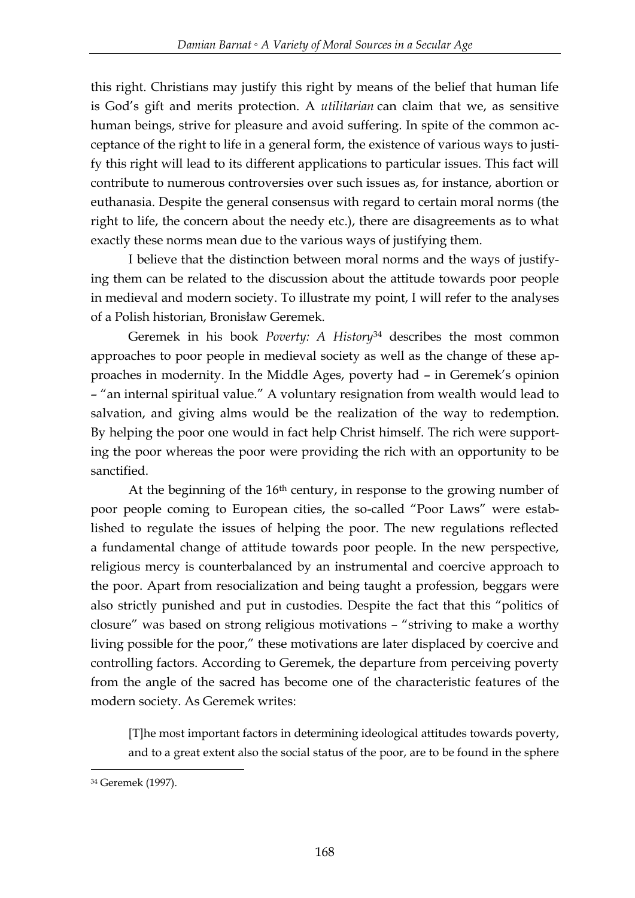this right. Christians may justify this right by means of the belief that human life is God's gift and merits protection. A *utilitarian* can claim that we, as sensitive human beings, strive for pleasure and avoid suffering. In spite of the common acceptance of the right to life in a general form, the existence of various ways to justify this right will lead to its different applications to particular issues. This fact will contribute to numerous controversies over such issues as, for instance, abortion or euthanasia. Despite the general consensus with regard to certain moral norms (the right to life, the concern about the needy etc.), there are disagreements as to what exactly these norms mean due to the various ways of justifying them.

I believe that the distinction between moral norms and the ways of justifying them can be related to the discussion about the attitude towards poor people in medieval and modern society. To illustrate my point, I will refer to the analyses of a Polish historian, Bronisław Geremek.

Geremek in his book *Poverty: A History*[34] describes the most common approaches to poor people in medieval society as well as the change of these approaches in modernity. In the Middle Ages, poverty had – in Geremek's opinion – "an internal spiritual value." A voluntary resignation from wealth would lead to salvation, and giving alms would be the realization of the way to redemption. By helping the poor one would in fact help Christ himself. The rich were supporting the poor whereas the poor were providing the rich with an opportunity to be sanctified.

At the beginning of the 16th century, in response to the growing number of poor people coming to European cities, the so-called "Poor Laws" were established to regulate the issues of helping the poor. The new regulations reflected a fundamental change of attitude towards poor people. In the new perspective, religious mercy is counterbalanced by an instrumental and coercive approach to the poor. Apart from resocialization and being taught a profession, beggars were also strictly punished and put in custodies. Despite the fact that this "politics of closure" was based on strong religious motivations – "striving to make a worthy living possible for the poor," these motivations are later displaced by coercive and controlling factors. According to Geremek, the departure from perceiving poverty from the angle of the sacred has become one of the characteristic features of the modern society. As Geremek writes:

> [T]he most important factors in determining ideological attitudes towards poverty, and to a great extent also the social status of the poor, are to be found in the sphere

[34] Geremek (1997).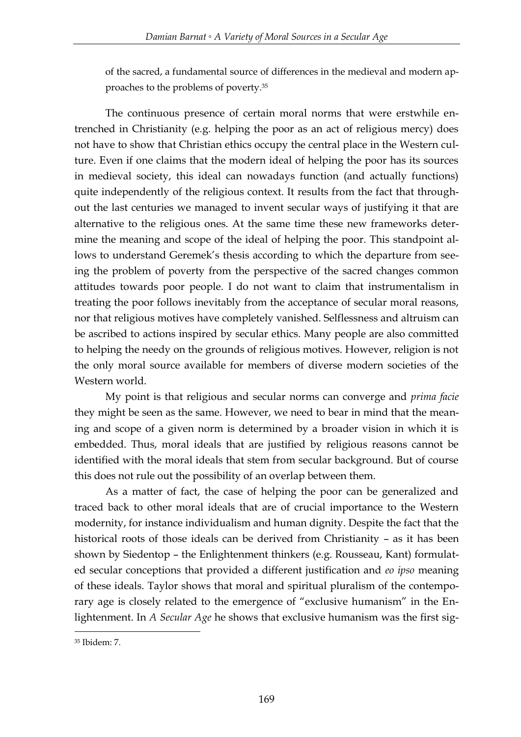of the sacred, a fundamental source of differences in the medieval and modern approaches to the problems of poverty.[35]

The continuous presence of certain moral norms that were erstwhile entrenched in Christianity (e.g. helping the poor as an act of religious mercy) does not have to show that Christian ethics occupy the central place in the Western culture. Even if one claims that the modern ideal of helping the poor has its sources in medieval society, this ideal can nowadays function (and actually functions) quite independently of the religious context. It results from the fact that throughout the last centuries we managed to invent secular ways of justifying it that are alternative to the religious ones. At the same time these new frameworks determine the meaning and scope of the ideal of helping the poor. This standpoint allows to understand Geremek's thesis according to which the departure from seeing the problem of poverty from the perspective of the sacred changes common attitudes towards poor people. I do not want to claim that instrumentalism in treating the poor follows inevitably from the acceptance of secular moral reasons, nor that religious motives have completely vanished. Selflessness and altruism can be ascribed to actions inspired by secular ethics. Many people are also committed to helping the needy on the grounds of religious motives. However, religion is not the only moral source available for members of diverse modern societies of the Western world.

My point is that religious and secular norms can converge and *prima facie* they might be seen as the same. However, we need to bear in mind that the meaning and scope of a given norm is determined by a broader vision in which it is embedded. Thus, moral ideals that are justified by religious reasons cannot be identified with the moral ideals that stem from secular background. But of course this does not rule out the possibility of an overlap between them.

As a matter of fact, the case of helping the poor can be generalized and traced back to other moral ideals that are of crucial importance to the Western modernity, for instance individualism and human dignity. Despite the fact that the historical roots of those ideals can be derived from Christianity – as it has been shown by Siedentop – the Enlightenment thinkers (e.g. Rousseau, Kant) formulated secular conceptions that provided a different justification and *eo ipso* meaning of these ideals. Taylor shows that moral and spiritual pluralism of the contemporary age is closely related to the emergence of "exclusive humanism" in the Enlightenment. In *A Secular Age* he shows that exclusive humanism was the first sig-

[35] Ibidem: 7.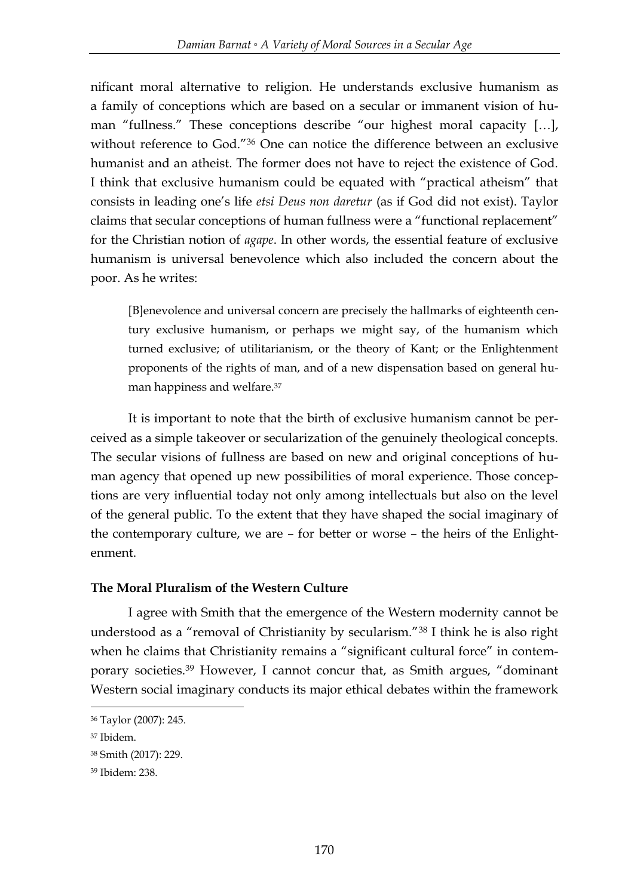nificant moral alternative to religion. He understands exclusive humanism as a family of conceptions which are based on a secular or immanent vision of human "fullness." These conceptions describe "our highest moral capacity […], without reference to God."[36] One can notice the difference between an exclusive humanist and an atheist. The former does not have to reject the existence of God. I think that exclusive humanism could be equated with "practical atheism" that consists in leading one's life *etsi Deus non daretur* (as if God did not exist). Taylor claims that secular conceptions of human fullness were a "functional replacement" for the Christian notion of *agape*. In other words, the essential feature of exclusive humanism is universal benevolence which also included the concern about the poor. As he writes:

> [B]enevolence and universal concern are precisely the hallmarks of eighteenth century exclusive humanism, or perhaps we might say, of the humanism which turned exclusive; of utilitarianism, or the theory of Kant; or the Enlightenment proponents of the rights of man, and of a new dispensation based on general human happiness and welfare.[37]

It is important to note that the birth of exclusive humanism cannot be perceived as a simple takeover or secularization of the genuinely theological concepts. The secular visions of fullness are based on new and original conceptions of human agency that opened up new possibilities of moral experience. Those conceptions are very influential today not only among intellectuals but also on the level of the general public. To the extent that they have shaped the social imaginary of the contemporary culture, we are – for better or worse – the heirs of the Enlightenment.

**The Moral Pluralism of the Western Culture**

I agree with Smith that the emergence of the Western modernity cannot be understood as a "removal of Christianity by secularism."[38] I think he is also right when he claims that Christianity remains a "significant cultural force" in contemporary societies.[39] However, I cannot concur that, as Smith argues, "dominant Western social imaginary conducts its major ethical debates within the framework

[36] Taylor (2007): 245.

[37] Ibidem.

[38] Smith (2017): 229.

[39] Ibidem: 238.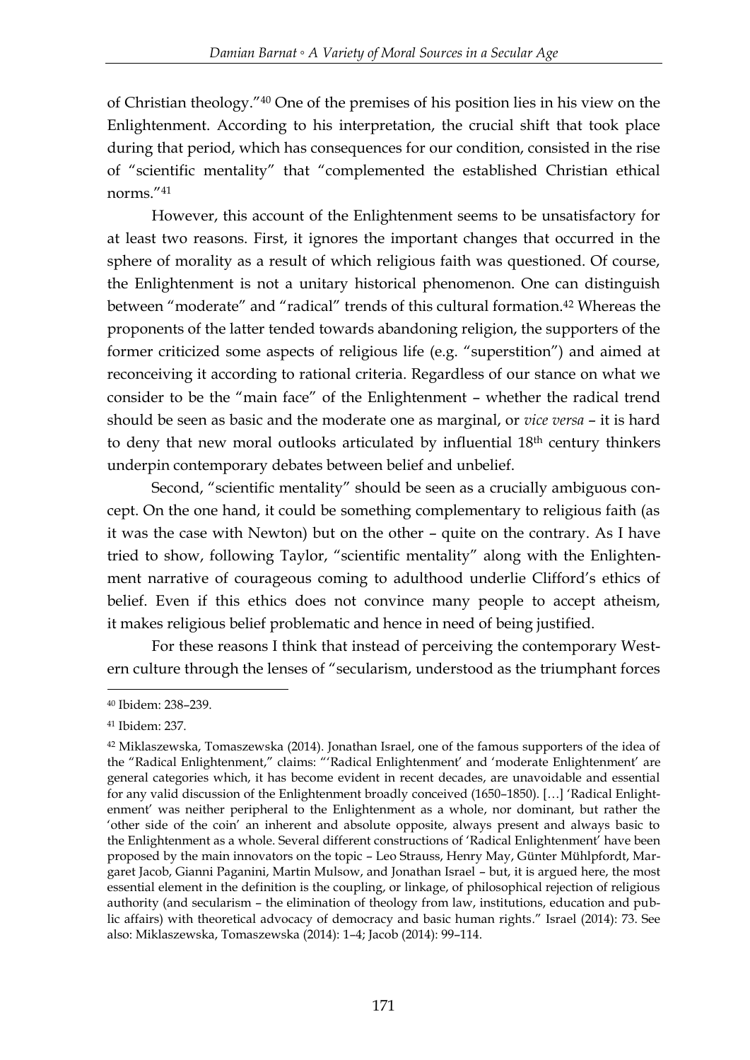of Christian theology."[40] One of the premises of his position lies in his view on the Enlightenment. According to his interpretation, the crucial shift that took place during that period, which has consequences for our condition, consisted in the rise of "scientific mentality" that "complemented the established Christian ethical norms."[41]

However, this account of the Enlightenment seems to be unsatisfactory for at least two reasons. First, it ignores the important changes that occurred in the sphere of morality as a result of which religious faith was questioned. Of course, the Enlightenment is not a unitary historical phenomenon. One can distinguish between "moderate" and "radical" trends of this cultural formation.[42] Whereas the proponents of the latter tended towards abandoning religion, the supporters of the former criticized some aspects of religious life (e.g. "superstition") and aimed at reconceiving it according to rational criteria. Regardless of our stance on what we consider to be the "main face" of the Enlightenment – whether the radical trend should be seen as basic and the moderate one as marginal, or *vice versa* – it is hard to deny that new moral outlooks articulated by influential 18th century thinkers underpin contemporary debates between belief and unbelief.

Second, "scientific mentality" should be seen as a crucially ambiguous concept. On the one hand, it could be something complementary to religious faith (as it was the case with Newton) but on the other – quite on the contrary. As I have tried to show, following Taylor, "scientific mentality" along with the Enlightenment narrative of courageous coming to adulthood underlie Clifford's ethics of belief. Even if this ethics does not convince many people to accept atheism, it makes religious belief problematic and hence in need of being justified.

For these reasons I think that instead of perceiving the contemporary Western culture through the lenses of "secularism, understood as the triumphant forces

---

[40] Ibidem: 238–239.

[41] Ibidem: 237.

[42] Miklaszewska, Tomaszewska (2014). Jonathan Israel, one of the famous supporters of the idea of the "Radical Enlightenment," claims: "'Radical Enlightenment' and 'moderate Enlightenment' are general categories which, it has become evident in recent decades, are unavoidable and essential for any valid discussion of the Enlightenment broadly conceived (1650–1850). […] 'Radical Enlightenment' was neither peripheral to the Enlightenment as a whole, nor dominant, but rather the 'other side of the coin' an inherent and absolute opposite, always present and always basic to the Enlightenment as a whole. Several different constructions of 'Radical Enlightenment' have been proposed by the main innovators on the topic – Leo Strauss, Henry May, Günter Mühlpfordt, Margaret Jacob, Gianni Paganini, Martin Mulsow, and Jonathan Israel – but, it is argued here, the most essential element in the definition is the coupling, or linkage, of philosophical rejection of religious authority (and secularism – the elimination of theology from law, institutions, education and public affairs) with theoretical advocacy of democracy and basic human rights." Israel (2014): 73. See also: Miklaszewska, Tomaszewska (2014): 1–4; Jacob (2014): 99–114.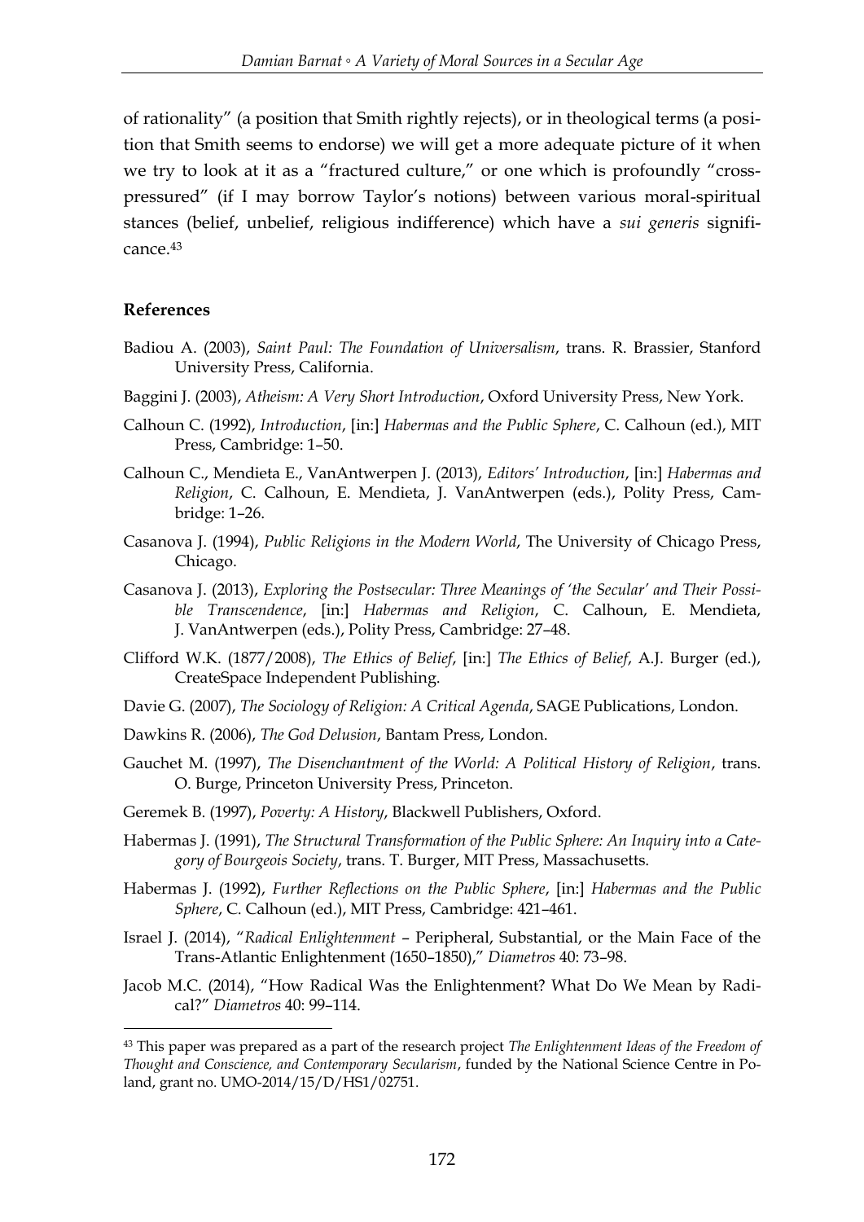of rationality" (a position that Smith rightly rejects), or in theological terms (a position that Smith seems to endorse) we will get a more adequate picture of it when we try to look at it as a "fractured culture," or one which is profoundly "cross-pressured" (if I may borrow Taylor's notions) between various moral-spiritual stances (belief, unbelief, religious indifference) which have a *sui generis* significance.[43]

## References

Badiou A. (2003), *Saint Paul: The Foundation of Universalism*, trans. R. Brassier, Stanford University Press, California.

Baggini J. (2003), *Atheism: A Very Short Introduction*, Oxford University Press, New York.

Calhoun C. (1992), *Introduction*, [in:] *Habermas and the Public Sphere*, C. Calhoun (ed.), MIT Press, Cambridge: 1–50.

Calhoun C., Mendieta E., VanAntwerpen J. (2013), *Editors' Introduction*, [in:] *Habermas and Religion*, C. Calhoun, E. Mendieta, J. VanAntwerpen (eds.), Polity Press, Cambridge: 1–26.

Casanova J. (1994), *Public Religions in the Modern World*, The University of Chicago Press, Chicago.

Casanova J. (2013), *Exploring the Postsecular: Three Meanings of 'the Secular' and Their Possible Transcendence*, [in:] *Habermas and Religion*, C. Calhoun, E. Mendieta, J. VanAntwerpen (eds.), Polity Press, Cambridge: 27–48.

Clifford W.K. (1877/2008), *The Ethics of Belief*, [in:] *The Ethics of Belief*, A.J. Burger (ed.), CreateSpace Independent Publishing.

Davie G. (2007), *The Sociology of Religion: A Critical Agenda*, SAGE Publications, London.

Dawkins R. (2006), *The God Delusion*, Bantam Press, London.

Gauchet M. (1997), *The Disenchantment of the World: A Political History of Religion*, trans. O. Burge, Princeton University Press, Princeton.

Geremek B. (1997), *Poverty: A History*, Blackwell Publishers, Oxford.

Habermas J. (1991), *The Structural Transformation of the Public Sphere: An Inquiry into a Category of Bourgeois Society*, trans. T. Burger, MIT Press, Massachusetts.

Habermas J. (1992), *Further Reflections on the Public Sphere*, [in:] *Habermas and the Public Sphere*, C. Calhoun (ed.), MIT Press, Cambridge: 421–461.

Israel J. (2014), "*Radical Enlightenment* – Peripheral, Substantial, or the Main Face of the Trans-Atlantic Enlightenment (1650–1850)," *Diametros* 40: 73–98.

Jacob M.C. (2014), "How Radical Was the Enlightenment? What Do We Mean by Radical?" *Diametros* 40: 99–114.

---

[43] This paper was prepared as a part of the research project *The Enlightenment Ideas of the Freedom of Thought and Conscience, and Contemporary Secularism*, funded by the National Science Centre in Poland, grant no. UMO-2014/15/D/HS1/02751.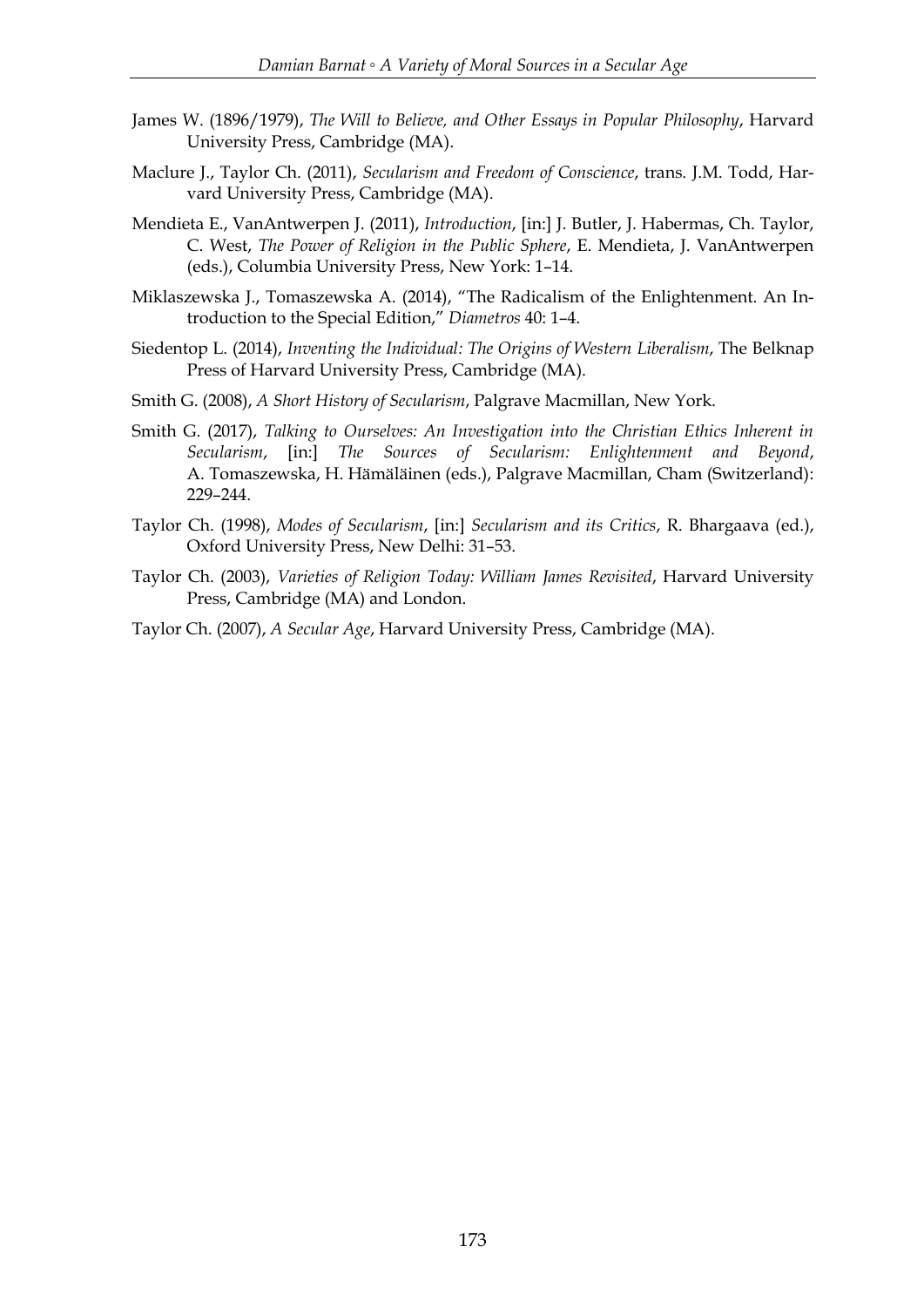James W. (1896/1979), *The Will to Believe, and Other Essays in Popular Philosophy*, Harvard University Press, Cambridge (MA).

Maclure J., Taylor Ch. (2011), *Secularism and Freedom of Conscience*, trans. J.M. Todd, Harvard University Press, Cambridge (MA).

Mendieta E., VanAntwerpen J. (2011), *Introduction*, [in:] J. Butler, J. Habermas, Ch. Taylor, C. West, *The Power of Religion in the Public Sphere*, E. Mendieta, J. VanAntwerpen (eds.), Columbia University Press, New York: 1–14.

Miklaszewska J., Tomaszewska A. (2014), "The Radicalism of the Enlightenment. An Introduction to the Special Edition," *Diametros* 40: 1–4.

Siedentop L. (2014), *Inventing the Individual: The Origins of Western Liberalism*, The Belknap Press of Harvard University Press, Cambridge (MA).

Smith G. (2008), *A Short History of Secularism*, Palgrave Macmillan, New York.

Smith G. (2017), *Talking to Ourselves: An Investigation into the Christian Ethics Inherent in Secularism*, [in:] *The Sources of Secularism: Enlightenment and Beyond*, A. Tomaszewska, H. Hämäläinen (eds.), Palgrave Macmillan, Cham (Switzerland): 229–244.

Taylor Ch. (1998), *Modes of Secularism*, [in:] *Secularism and its Critics*, R. Bhargaava (ed.), Oxford University Press, New Delhi: 31–53.

Taylor Ch. (2003), *Varieties of Religion Today: William James Revisited*, Harvard University Press, Cambridge (MA) and London.

Taylor Ch. (2007), *A Secular Age*, Harvard University Press, Cambridge (MA).